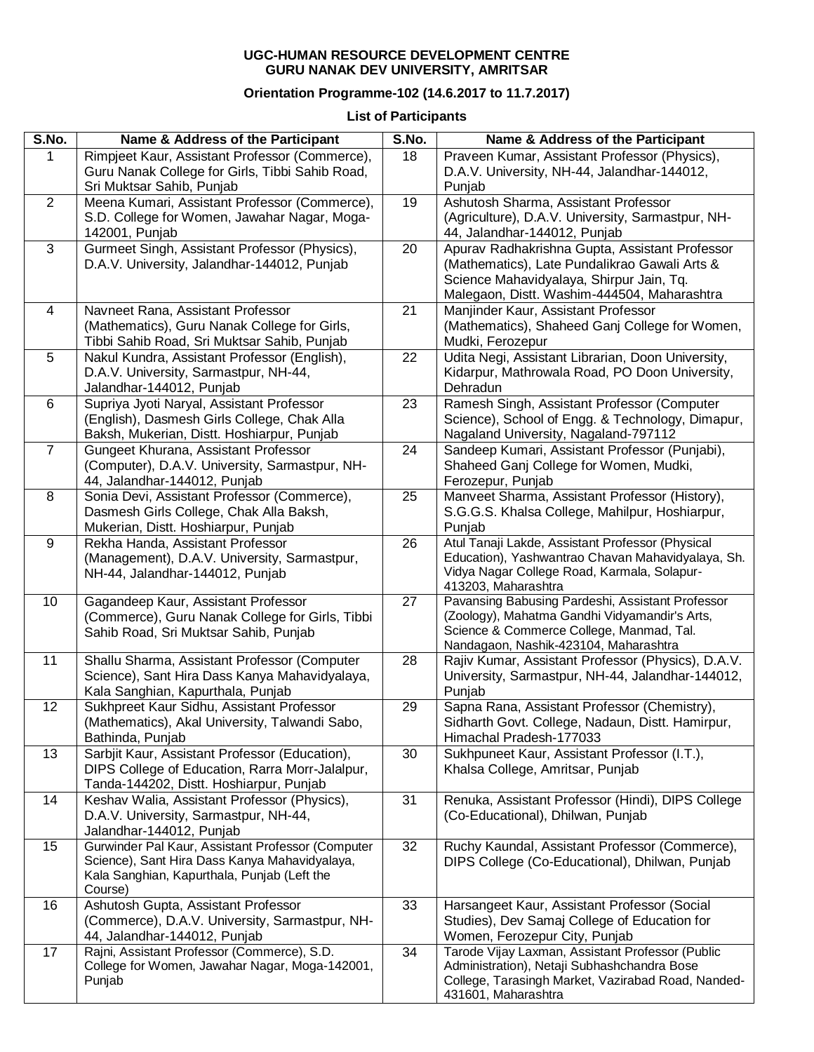**UGC-HUMAN RESOURCE DEVELOPMENT CENTRE**
**GURU NANAK DEV UNIVERSITY, AMRITSAR**

**Orientation Programme-102 (14.6.2017 to 11.7.2017)**

**List of Participants**

| S.No. | Name & Address of the Participant | S.No. | Name & Address of the Participant |
|---|---|---|---|
| 1 | Rimpjeet Kaur, Assistant Professor (Commerce), Guru Nanak College for Girls, Tibbi Sahib Road, Sri Muktsar Sahib, Punjab | 18 | Praveen Kumar, Assistant Professor (Physics), D.A.V. University, NH-44, Jalandhar-144012, Punjab |
| 2 | Meena Kumari, Assistant Professor (Commerce), S.D. College for Women, Jawahar Nagar, Moga-142001, Punjab | 19 | Ashutosh Sharma, Assistant Professor (Agriculture), D.A.V. University, Sarmastpur, NH-44, Jalandhar-144012, Punjab |
| 3 | Gurmeet Singh, Assistant Professor (Physics), D.A.V. University, Jalandhar-144012, Punjab | 20 | Apurav Radhakrishna Gupta, Assistant Professor (Mathematics), Late Pundalikrao Gawali Arts & Science Mahavidyalaya, Shirpur Jain, Tq. Malegaon, Distt. Washim-444504, Maharashtra |
| 4 | Navneet Rana, Assistant Professor (Mathematics), Guru Nanak College for Girls, Tibbi Sahib Road, Sri Muktsar Sahib, Punjab | 21 | Manjinder Kaur, Assistant Professor (Mathematics), Shaheed Ganj College for Women, Mudki, Ferozepur |
| 5 | Nakul Kundra, Assistant Professor (English), D.A.V. University, Sarmastpur, NH-44, Jalandhar-144012, Punjab | 22 | Udita Negi, Assistant Librarian, Doon University, Kidarpur, Mathrowala Road, PO Doon University, Dehradun |
| 6 | Supriya Jyoti Naryal, Assistant Professor (English), Dasmesh Girls College, Chak Alla Baksh, Mukerian, Distt. Hoshiarpur, Punjab | 23 | Ramesh Singh, Assistant Professor (Computer Science), School of Engg. & Technology, Dimapur, Nagaland University, Nagaland-797112 |
| 7 | Gungeet Khurana, Assistant Professor (Computer), D.A.V. University, Sarmastpur, NH-44, Jalandhar-144012, Punjab | 24 | Sandeep Kumari, Assistant Professor (Punjabi), Shaheed Ganj College for Women, Mudki, Ferozepur, Punjab |
| 8 | Sonia Devi, Assistant Professor (Commerce), Dasmesh Girls College, Chak Alla Baksh, Mukerian, Distt. Hoshiarpur, Punjab | 25 | Manveet Sharma, Assistant Professor (History), S.G.G.S. Khalsa College, Mahilpur, Hoshiarpur, Punjab |
| 9 | Rekha Handa, Assistant Professor (Management), D.A.V. University, Sarmastpur, NH-44, Jalandhar-144012, Punjab | 26 | Atul Tanaji Lakde, Assistant Professor (Physical Education), Yashwantrao Chavan Mahavidyalaya, Sh. Vidya Nagar College Road, Karmala, Solapur-413203, Maharashtra |
| 10 | Gagandeep Kaur, Assistant Professor (Commerce), Guru Nanak College for Girls, Tibbi Sahib Road, Sri Muktsar Sahib, Punjab | 27 | Pavansing Babusing Pardeshi, Assistant Professor (Zoology), Mahatma Gandhi Vidyamandir's Arts, Science & Commerce College, Manmad, Tal. Nandagaon, Nashik-423104, Maharashtra |
| 11 | Shallu Sharma, Assistant Professor (Computer Science), Sant Hira Dass Kanya Mahavidyalaya, Kala Sanghian, Kapurthala, Punjab | 28 | Rajiv Kumar, Assistant Professor (Physics), D.A.V. University, Sarmastpur, NH-44, Jalandhar-144012, Punjab |
| 12 | Sukhpreet Kaur Sidhu, Assistant Professor (Mathematics), Akal University, Talwandi Sabo, Bathinda, Punjab | 29 | Sapna Rana, Assistant Professor (Chemistry), Sidharth Govt. College, Nadaun, Distt. Hamirpur, Himachal Pradesh-177033 |
| 13 | Sarbjit Kaur, Assistant Professor (Education), DIPS College of Education, Rarra Morr-Jalalpur, Tanda-144202, Distt. Hoshiarpur, Punjab | 30 | Sukhpuneet Kaur, Assistant Professor (I.T.), Khalsa College, Amritsar, Punjab |
| 14 | Keshav Walia, Assistant Professor (Physics), D.A.V. University, Sarmastpur, NH-44, Jalandhar-144012, Punjab | 31 | Renuka, Assistant Professor (Hindi), DIPS College (Co-Educational), Dhilwan, Punjab |
| 15 | Gurwinder Pal Kaur, Assistant Professor (Computer Science), Sant Hira Dass Kanya Mahavidyalaya, Kala Sanghian, Kapurthala, Punjab (Left the Course) | 32 | Ruchy Kaundal, Assistant Professor (Commerce), DIPS College (Co-Educational), Dhilwan, Punjab |
| 16 | Ashutosh Gupta, Assistant Professor (Commerce), D.A.V. University, Sarmastpur, NH-44, Jalandhar-144012, Punjab | 33 | Harsangeet Kaur, Assistant Professor (Social Studies), Dev Samaj College of Education for Women, Ferozepur City, Punjab |
| 17 | Rajni, Assistant Professor (Commerce), S.D. College for Women, Jawahar Nagar, Moga-142001, Punjab | 34 | Tarode Vijay Laxman, Assistant Professor (Public Administration), Netaji Subhashchandra Bose College, Tarasingh Market, Vazirabad Road, Nanded-431601, Maharashtra |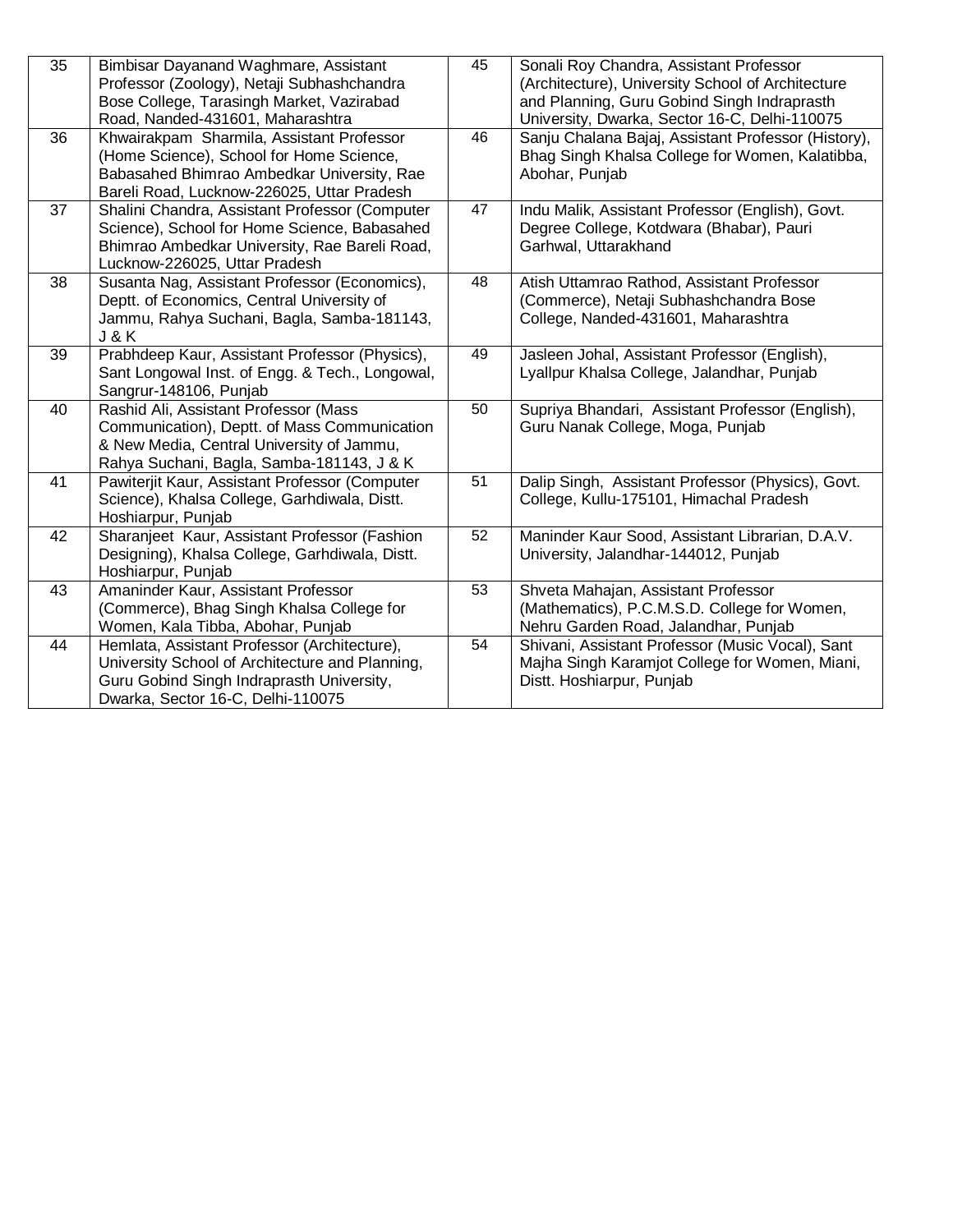| | | | |
|---|---|---|---|
| 35 | Bimbisar Dayanand Waghmare, Assistant Professor (Zoology), Netaji Subhashchandra Bose College, Tarasingh Market, Vazirabad Road, Nanded-431601, Maharashtra | 45 | Sonali Roy Chandra, Assistant Professor (Architecture), University School of Architecture and Planning, Guru Gobind Singh Indraprasth University, Dwarka, Sector 16-C, Delhi-110075 |
| 36 | Khwairakpam Sharmila, Assistant Professor (Home Science), School for Home Science, Babasahed Bhimrao Ambedkar University, Rae Bareli Road, Lucknow-226025, Uttar Pradesh | 46 | Sanju Chalana Bajaj, Assistant Professor (History), Bhag Singh Khalsa College for Women, Kalatibba, Abohar, Punjab |
| 37 | Shalini Chandra, Assistant Professor (Computer Science), School for Home Science, Babasahed Bhimrao Ambedkar University, Rae Bareli Road, Lucknow-226025, Uttar Pradesh | 47 | Indu Malik, Assistant Professor (English), Govt. Degree College, Kotdwara (Bhabar), Pauri Garhwal, Uttarakhand |
| 38 | Susanta Nag, Assistant Professor (Economics), Deptt. of Economics, Central University of Jammu, Rahya Suchani, Bagla, Samba-181143, J & K | 48 | Atish Uttamrao Rathod, Assistant Professor (Commerce), Netaji Subhashchandra Bose College, Nanded-431601, Maharashtra |
| 39 | Prabhdeep Kaur, Assistant Professor (Physics), Sant Longowal Inst. of Engg. & Tech., Longowal, Sangrur-148106, Punjab | 49 | Jasleen Johal, Assistant Professor (English), Lyallpur Khalsa College, Jalandhar, Punjab |
| 40 | Rashid Ali, Assistant Professor (Mass Communication), Deptt. of Mass Communication & New Media, Central University of Jammu, Rahya Suchani, Bagla, Samba-181143, J & K | 50 | Supriya Bhandari, Assistant Professor (English), Guru Nanak College, Moga, Punjab |
| 41 | Pawiterjit Kaur, Assistant Professor (Computer Science), Khalsa College, Garhdiwala, Distt. Hoshiarpur, Punjab | 51 | Dalip Singh, Assistant Professor (Physics), Govt. College, Kullu-175101, Himachal Pradesh |
| 42 | Sharanjeet Kaur, Assistant Professor (Fashion Designing), Khalsa College, Garhdiwala, Distt. Hoshiarpur, Punjab | 52 | Maninder Kaur Sood, Assistant Librarian, D.A.V. University, Jalandhar-144012, Punjab |
| 43 | Amaninder Kaur, Assistant Professor (Commerce), Bhag Singh Khalsa College for Women, Kala Tibba, Abohar, Punjab | 53 | Shveta Mahajan, Assistant Professor (Mathematics), P.C.M.S.D. College for Women, Nehru Garden Road, Jalandhar, Punjab |
| 44 | Hemlata, Assistant Professor (Architecture), University School of Architecture and Planning, Guru Gobind Singh Indraprasth University, Dwarka, Sector 16-C, Delhi-110075 | 54 | Shivani, Assistant Professor (Music Vocal), Sant Majha Singh Karamjot College for Women, Miani, Distt. Hoshiarpur, Punjab |